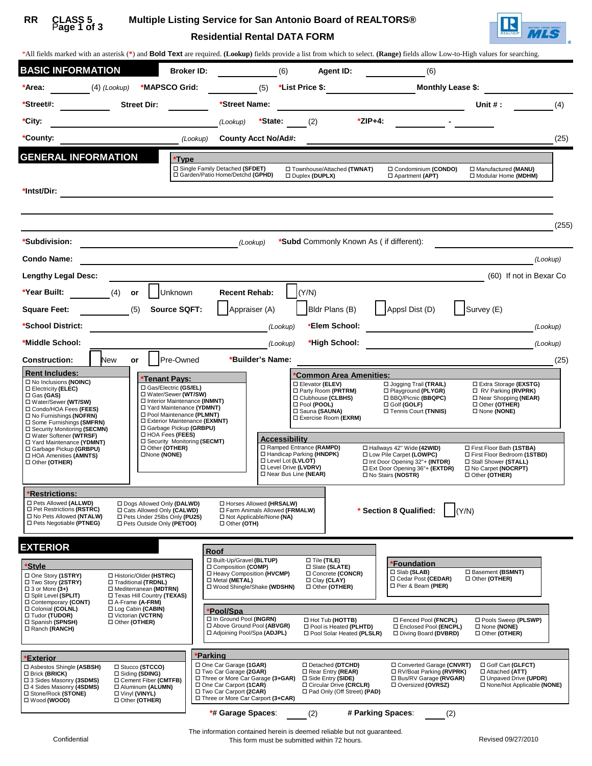RR **CLASS 5**

# Multiple Listing Service for San Antonio Board of REALTORS®

## Residential Rental DATA FORM

*All fields marked with an asterisk (*) and **Bold Text** are required. **(Lookup)** fields provide a list from which to select. **(Range)** fields allow Low-to-High values for searching.

## BASIC INFORMATION

**Broker ID:** ________ (6) **Agent ID:** ________ (6)

***Area:** ________ (4) *(Lookup)* ***MAPSCO Grid:** ________ (5) ***List Price $:** ________ **Monthly Lease $:** ________

***Street#:** ________ **Street Dir:** ________ ***Street Name:** ________ **Unit # :** ________ (4)

***City:** ________ *(Lookup)* ***State:** ____ (2) ***ZIP+4:** ________ - ____

***County:** ________ *(Lookup)* **County Acct No/Ad#:** ________ (25)

## GENERAL INFORMATION

***Type**
- ☐ Single Family Detached **(SFDET)**
- ☐ Garden/Patio Home/Detchd **(GPHD)**
- ☐ Townhouse/Attached **(TWNAT)**
- ☐ Duplex **(DUPLX)**
- ☐ Condominium **(CONDO)**
- ☐ Apartment **(APT)**
- ☐ Manufactured **(MANU)**
- ☐ Modular Home **(MDHM)**

***Intst/Dir:** ________ (255)

***Subdivision:** ________ *(Lookup)* ***Subd** Commonly Known As ( if different): ________

**Condo Name:** ________ *(Lookup)*

**Lengthy Legal Desc:** ________ (60) If not in Bexar Co

***Year Built:** ________ (4) **or** ☐ Unknown **Recent Rehab:** ☐ (Y/N)

**Square Feet:** ________ (5) **Source SQFT:** ☐ Appraiser (A) ☐ Bldr Plans (B) ☐ Appsl Dist (D) ☐ Survey (E)

***School District:** ________ *(Lookup)* ***Elem School:** ________ *(Lookup)*

***Middle School:** ________ *(Lookup)* ***High School:** ________ *(Lookup)*

**Construction:** ☐ New **or** ☐ Pre-Owned ***Builder's Name:** ________ (25)

**Rent Includes:**
- ☐ No Inclusions **(NOINC)**
- ☐ Electricity **(ELEC)**
- ☐ Gas **(GAS)**
- ☐ Water/Sewer **(WT/SW)**
- ☐ Condo/HOA Fees **(FEES)**
- ☐ No Furnishings **(NOFRN)**
- ☐ Some Furnishings **(SMFRN)**
- ☐ Security Monitoring **(SECMN)**
- ☐ Water Softener **(WTRSF)**
- ☐ Yard Maintenance **(YDMNT)**
- ☐ Garbage Pickup **(GRBPU)**
- ☐ HOA Amenities **(AMNTS)**
- ☐ Other **(OTHER)**

***Tenant Pays:**
- ☐ Gas/Electric **(GS/EL)**
- ☐ Water/Sewer **(WT/SW)**
- ☐ Interior Maintenance **(INMNT)**
- ☐ Yard Maintenance **(YDMNT)**
- ☐ Pool Maintenance **(PLMNT)**
- ☐ Exterior Maintenance **(EXMNT)**
- ☐ Garbage Pickup **(GRBPU)**
- ☐ HOA Fees **(FEES)**
- ☐ Security Monitoring **(SECMT)**
- ☐ Other **(OTHER)**
- ☐ None **(NONE)**

***Common Area Amenities:**
- ☐ Elevator **(ELEV)**
- ☐ Party Room **(PRTRM)**
- ☐ Clubhouse **(CLBHS)**
- ☐ Pool **(POOL)**
- ☐ Sauna **(SAUNA)**
- ☐ Exercise Room **(EXRM)**
- ☐ Jogging Trail **(TRAIL)**
- ☐ Playground **(PLYGR)**
- ☐ BBQ/Picnic **(BBQPC)**
- ☐ Golf **(GOLF)**
- ☐ Tennis Court **(TNNIS)**
- ☐ Extra Storage **(EXSTG)**
- ☐ RV Parking **(RVPRK)**
- ☐ Near Shopping **(NEAR)**
- ☐ Other **(OTHER)**
- ☐ None **(NONE)**

**Accessibility**
- ☐ Ramped Entrance **(RAMPD)**
- ☐ Handicap Parking **(HNDPK)**
- ☐ Level Lot **(LVLOT)**
- ☐ Level Drive **(LVDRV)**
- ☐ Near Bus Line **(NEAR)**
- ☐ Hallways 42" Wide **(42WID)**
- ☐ Low Pile Carpet **(LOWPC)**
- ☐ Int Door Opening 32"+ **(INTDR)**
- ☐ Ext Door Opening 36"+ **(EXTDR)**
- ☐ No Stairs **(NOSTR)**
- ☐ First Floor Bath **(1STBA)**
- ☐ First Floor Bedroom **(1STBD)**
- ☐ Stall Shower **(STALL)**
- ☐ No Carpet **(NOCRPT)**
- ☐ Other **(OTHER)**

***Restrictions:**
- ☐ Pets Allowed **(ALLWD)**
- ☐ Pet Restrictions **(RSTRC)**
- ☐ No Pets Allowed **(NTALW)**
- ☐ Pets Negotiable **(PTNEG)**
- ☐ Dogs Allowed Only **(DALWD)**
- ☐ Cats Allowed Only **(CALWD)**
- ☐ Pets Under 25lbs Only **(PU25)**
- ☐ Pets Outside Only **(PETOO)**
- ☐ Horses Allowed **(HRSALW)**
- ☐ Farm Animals Allowed **(FRMALW)**
- ☐ Not Applicable/None **(NA)**
- ☐ Other **(OTH)**

*** Section 8 Qualified:** ☐ (Y/N)

## EXTERIOR

***Style**
- ☐ One Story **(1STRY)**
- ☐ Two Story **(2STRY)**
- ☐ 3 or More **(3+)**
- ☐ Split Level **(SPLIT)**
- ☐ Contemporary **(CONT)**
- ☐ Colonial **(COLNL)**
- ☐ Tudor **(TUDOR)**
- ☐ Spanish **(SPNSH)**
- ☐ Ranch **(RANCH)**
- ☐ Historic/Older **(HSTRC)**
- ☐ Traditional **(TRDNL)**
- ☐ Mediterranean **(MDTRN)**
- ☐ Texas Hill Country **(TEXAS)**
- ☐ A-Frame **(A-FRM)**
- ☐ Log Cabin **(CABIN)**
- ☐ Victorian **(VCTRN)**
- ☐ Other **(OTHER)**

**Roof**
- ☐ Built-Up/Gravel **(BLTUP)**
- ☐ Composition **(COMP)**
- ☐ Heavy Composition **(HVCMP)**
- ☐ Metal **(METAL)**
- ☐ Wood Shingle/Shake **(WDSHN)**
- ☐ Tile **(TILE)**
- ☐ Slate **(SLATE)**
- ☐ Concrete **(CONCR)**
- ☐ Clay **(CLAY)**
- ☐ Other **(OTHER)**

***Foundation**
- ☐ Slab **(SLAB)**
- ☐ Cedar Post **(CEDAR)**
- ☐ Pier & Beam **(PIER)**
- ☐ Basement **(BSMNT)**
- ☐ Other **(OTHER)**

***Pool/Spa**
- ☐ In Ground Pool **(INGRN)**
- ☐ Above Ground Pool **(ABVGR)**
- ☐ Adjoining Pool/Spa **(ADJPL)**
- ☐ Hot Tub **(HOTTB)**
- ☐ Pool is Heated **(PLHTD)**
- ☐ Pool Solar Heated **(PLSLR)**
- ☐ Fenced Pool **(FNCPL)**
- ☐ Enclosed Pool **(ENCPL)**
- ☐ Diving Board **(DVBRD)**
- ☐ Pools Sweep **(PLSWP)**
- ☐ None **(NONE)**
- ☐ Other **(OTHER)**

***Exterior**
- ☐ Asbestos Shingle **(ASBSH)**
- ☐ Brick **(BRICK)**
- ☐ 3 Sides Masonry **(3SDMS)**
- ☐ 4 Sides Masonry **(4SDMS)**
- ☐ Stone/Rock **(STONE)**
- ☐ Wood **(WOOD)**
- ☐ Stucco **(STCCO)**
- ☐ Siding **(SDING)**
- ☐ Cement Fiber **(CMTFB)**
- ☐ Aluminum **(ALUMN)**
- ☐ Vinyl **(VINYL)**
- ☐ Other **(OTHER)**

***Parking**
- ☐ One Car Garage **(1GAR)**
- ☐ Two Car Garage **(2GAR)**
- ☐ Three or More Car Garage **(3+GAR)**
- ☐ One Car Carport **(1CAR)**
- ☐ Two Car Carport **(2CAR)**
- ☐ Three or More Car Carport **(3+CAR)**
- ☐ Detached **(DTCHD)**
- ☐ Rear Entry **(REAR)**
- ☐ Side Entry **(SIDE)**
- ☐ Circular Drive **(CRCLR)**
- ☐ Pad Only (Off Street) **(PAD)**
- ☐ Converted Garage **(CNVRT)**
- ☐ RV/Boat Parking **(RVPRK)**
- ☐ Bus/RV Garage **(RVGAR)**
- ☐ Oversized **(OVRSZ)**
- ☐ Golf Cart **(GLFCT)**
- ☐ Attached **(ATT)**
- ☐ Unpaved Drive **(UPDR)**
- ☐ None/Not Applicable **(NONE)**

***# Garage Spaces**: ____ (2) **# Parking Spaces**: ____ (2)

Confidential

The information contained herein is deemed reliable but not guaranteed.
This form must be submitted within 72 hours.

Revised 09/27/2010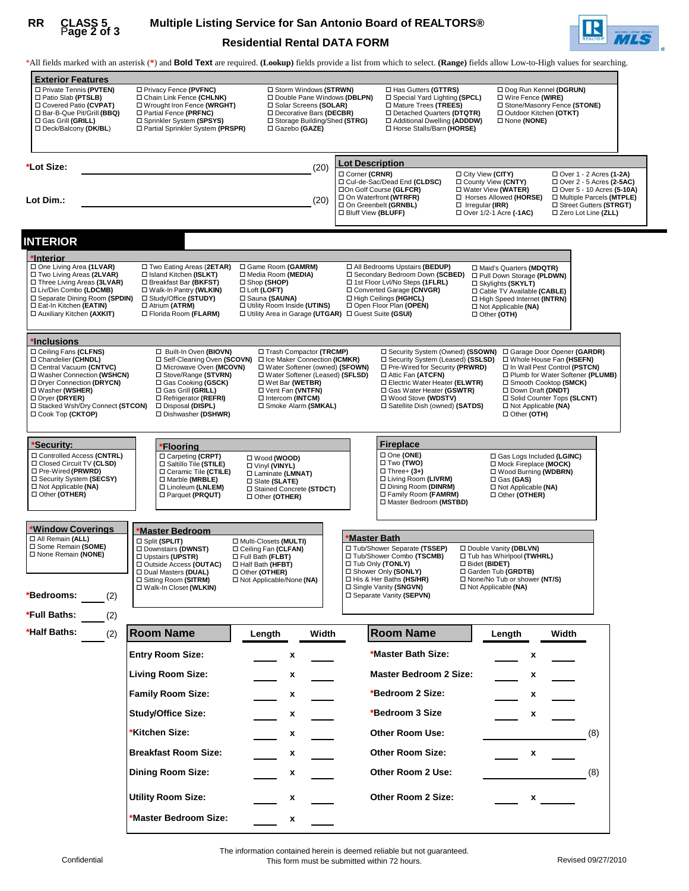RR **CLASS 5**

# Multiple Listing Service for San Antonio Board of REALTORS®

## Residential Rental DATA FORM

*All fields marked with an asterisk (*) and **Bold Text** are required. **(Lookup)** fields provide a list from which to select. **(Range)** fields allow Low-to-High values for searching.

### Exterior Features

- ☐ Private Tennis **(PVTEN)**
- ☐ Patio Slab **(PTSLB)**
- ☐ Covered Patio **(CVPAT)**
- ☐ Bar-B-Que Pit/Grill **(BBQ)**
- ☐ Gas Grill **(GRILL)**
- ☐ Deck/Balcony **(DK/BL)**
- ☐ Privacy Fence **(PVFNC)**
- ☐ Chain Link Fence **(CHLNK)**
- ☐ Wrought Iron Fence **(WRGHT)**
- ☐ Partial Fence **(PRFNC)**
- ☐ Sprinkler System **(SPSYS)**
- ☐ Partial Sprinkler System **(PRSPR)**
- ☐ Storm Windows **(STRWN)**
- ☐ Double Pane Windows **(DBLPN)**
- ☐ Solar Screens **(SOLAR)**
- ☐ Decorative Bars **(DECBR)**
- ☐ Storage Building/Shed **(STRG)**
- ☐ Gazebo **(GAZE)**
- ☐ Has Gutters **(GTTRS)**
- ☐ Special Yard Lighting **(SPCL)**
- ☐ Mature Trees **(TREES)**
- ☐ Detached Quarters **(DTQTR)**
- ☐ Additional Dwelling **(ADDDW)**
- ☐ Horse Stalls/Barn **(HORSE)**
- ☐ Dog Run Kennel **(DGRUN)**
- ☐ Wire Fence **(WIRE)**
- ☐ Stone/Masonry Fence **(STONE)**
- ☐ Outdoor Kitchen **(OTKT)**
- ☐ None **(NONE)**

***Lot Size:** ______________________ (20)

**Lot Dim.:** ______________________ (20)

### Lot Description

- ☐ Corner **(CRNR)**
- ☐ Cul-de-Sac/Dead End **(CLDSC)**
- ☐ On Golf Course **(GLFCR)**
- ☐ On Waterfront **(WTRFR)**
- ☐ On Greenbelt **(GRNBL)**
- ☐ Bluff View **(BLUFF)**
- ☐ City View **(CITY)**
- ☐ County View **(CNTY)**
- ☐ Water View **(WATER)**
- ☐ Horses Allowed **(HORSE)**
- ☐ Irregular **(IRR)**
- ☐ Over 1/2-1 Acre **(-1AC)**
- ☐ Over 1 - 2 Acres **(1-2A)**
- ☐ Over 2 - 5 Acres **(2-5AC)**
- ☐ Over 5 - 10 Acres **(5-10A)**
- ☐ Multiple Parcels **(MTPLE)**
- ☐ Street Gutters **(STRGT)**
- ☐ Zero Lot Line **(ZLL)**

## INTERIOR

### *Interior

- ☐ One Living Area **(1LVAR)**
- ☐ Two Living Areas **(2LVAR)**
- ☐ Three Living Areas **(3LVAR)**
- ☐ Liv/Din Combo **(LDCMB)**
- ☐ Separate Dining Room **(SPDIN)**
- ☐ Eat-In Kitchen **(EATIN)**
- ☐ Auxiliary Kitchen **(AXKIT)**
- ☐ Two Eating Areas **(2ETAR)**
- ☐ Island Kitchen **(ISLKT)**
- ☐ Breakfast Bar **(BKFST)**
- ☐ Walk-In Pantry **(WLKIN)**
- ☐ Study/Office **(STUDY)**
- ☐ Atrium **(ATRM)**
- ☐ Florida Room **(FLARM)**
- ☐ Game Room **(GAMRM)**
- ☐ Media Room **(MEDIA)**
- ☐ Shop **(SHOP)**
- ☐ Loft **(LOFT)**
- ☐ Sauna **(SAUNA)**
- ☐ Utility Room Inside **(UTINS)**
- ☐ Utility Area in Garage **(UTGAR)**
- ☐ All Bedrooms Upstairs **(BEDUP)**
- ☐ Secondary Bedroom Down **(SCBED)**
- ☐ 1st Floor Lvl/No Steps **(1FLRL)**
- ☐ Converted Garage **(CNVGR)**
- ☐ High Ceilings **(HGHCL)**
- ☐ Open Floor Plan **(OPEN)**
- ☐ Guest Suite **(GSUI)**
- ☐ Maid's Quarters **(MDQTR)**
- ☐ Pull Down Storage **(PLDWN)**
- ☐ Skylights **(SKYLT)**
- ☐ Cable TV Available **(CABLE)**
- ☐ High Speed Internet **(INTRN)**
- ☐ Not Applicable **(NA)**
- ☐ Other **(OTH)**

### *Inclusions

- ☐ Ceiling Fans **(CLFNS)**
- ☐ Chandelier **(CHNDL)**
- ☐ Central Vacuum **(CNTVC)**
- ☐ Washer Connection **(WSHCN)**
- ☐ Dryer Connection **(DRYCN)**
- ☐ Washer **(WSHER)**
- ☐ Dryer **(DRYER)**
- ☐ Stacked Wsh/Dry Connect **(STCON)**
- ☐ Cook Top **(CKTOP)**
- ☐ Built-In Oven **(BIOVN)**
- ☐ Self-Cleaning Oven **(SCOVN)**
- ☐ Microwave Oven **(MCOVN)**
- ☐ Stove/Range **(STVRN)**
- ☐ Gas Cooking **(GSCK)**
- ☐ Gas Grill **(GRILL)**
- ☐ Refrigerator **(REFRI)**
- ☐ Disposal **(DISPL)**
- ☐ Dishwasher **(DSHWR)**
- ☐ Trash Compactor **(TRCMP)**
- ☐ Ice Maker Connection **(ICMKR)**
- ☐ Water Softener (owned) **(SFOWN)**
- ☐ Water Softener (Leased) **(SFLSD)**
- ☐ Wet Bar **(WETBR)**
- ☐ Vent Fan **(VNTFN)**
- ☐ Intercom **(INTCM)**
- ☐ Smoke Alarm **(SMKAL)**
- ☐ Security System (Owned) **(SSOWN)**
- ☐ Security System (Leased) **(SSLSD)**
- ☐ Pre-Wired for Security **(PRWRD)**
- ☐ Attic Fan **(ATCFN)**
- ☐ Electric Water Heater **(ELWTR)**
- ☐ Gas Water Heater **(GSWTR)**
- ☐ Wood Stove **(WDSTV)**
- ☐ Satellite Dish (owned) **(SATDS)**
- ☐ Garage Door Opener **(GARDR)**
- ☐ Whole House Fan **(HSEFN)**
- ☐ In Wall Pest Control **(PSTCN)**
- ☐ Plumb for Water Softener **(PLUMB)**
- ☐ Smooth Cooktop **(SMCK)**
- ☐ Down Draft **(DNDT)**
- ☐ Solid Counter Tops **(SLCNT)**
- ☐ Not Applicable **(NA)**
- ☐ Other **(OTH)**

### *Security:

- ☐ Controlled Access **(CNTRL)**
- ☐ Closed Circuit TV **(CLSD)**
- ☐ Pre-Wired **(PRWRD)**
- ☐ Security System **(SECSY)**
- ☐ Not Applicable **(NA)**
- ☐ Other **(OTHER)**

### *Flooring

- ☐ Carpeting **(CRPT)**
- ☐ Saltillo Tile **(STILE)**
- ☐ Ceramic Tile **(CTILE)**
- ☐ Marble **(MRBLE)**
- ☐ Linoleum **(LNLEM)**
- ☐ Parquet **(PRQUT)**
- ☐ Wood **(WOOD)**
- ☐ Vinyl **(VINYL)**
- ☐ Laminate **(LMNAT)**
- ☐ Slate **(SLATE)**
- ☐ Stained Concrete **(STDCT)**
- ☐ Other **(OTHER)**

### Fireplace

- ☐ One **(ONE)**
- ☐ Two **(TWO)**
- ☐ Three+ **(3+)**
- ☐ Living Room **(LIVRM)**
- ☐ Dining Room **(DINRM)**
- ☐ Family Room **(FAMRM)**
- ☐ Master Bedroom **(MSTBD)**
- ☐ Gas Logs Included **(LGINC)**
- ☐ Mock Fireplace **(MOCK)**
- ☐ Wood Burning **(WDBRN)**
- ☐ Gas **(GAS)**
- ☐ Not Applicable **(NA)**
- ☐ Other **(OTHER)**

### *Window Coverings

- ☐ All Remain **(ALL)**
- ☐ Some Remain **(SOME)**
- ☐ None Remain **(NONE)**

### *Master Bedroom

- ☐ Split **(SPLIT)**
- ☐ Downstairs **(DWNST)**
- ☐ Upstairs **(UPSTR)**
- ☐ Outside Access **(OUTAC)**
- ☐ Dual Masters **(DUAL)**
- ☐ Sitting Room **(SITRM)**
- ☐ Walk-In Closet **(WLKIN)**
- ☐ Multi-Closets **(MULTI)**
- ☐ Ceiling Fan **(CLFAN)**
- ☐ Full Bath **(FLBT)**
- ☐ Half Bath **(HFBT)**
- ☐ Other **(OTHER)**
- ☐ Not Applicable/None **(NA)**

### *Master Bath

- ☐ Tub/Shower Separate **(TSSEP)**
- ☐ Tub/Shower Combo **(TSCMB)**
- ☐ Tub Only **(TONLY)**
- ☐ Shower Only **(SONLY)**
- ☐ His & Her Baths **(HS/HR)**
- ☐ Single Vanity **(SNGVN)**
- ☐ Separate Vanity **(SEPVN)**
- ☐ Double Vanity **(DBLVN)**
- ☐ Tub has Whirlpool **(TWHRL)**
- ☐ Bidet **(BIDET)**
- ☐ Garden Tub **(GRDTB)**
- ☐ None/No Tub or shower **(NT/S)**
- ☐ Not Applicable **(NA)**

***Bedrooms:** ____ (2)

***Full Baths:** ____ (2)

***Half Baths:** ____ (2)

| Room Name | Length | | Width | Room Name | Length | | Width |
|---|---|---|---|---|---|---|---|
| Entry Room Size: | ____ | x | ____ | *Master Bath Size: | ____ | x | ____ |
| Living Room Size: | ____ | x | ____ | Master Bedroom 2 Size: | ____ | x | ____ |
| Family Room Size: | ____ | x | ____ | *Bedroom 2 Size: | ____ | x | ____ |
| Study/Office Size: | ____ | x | ____ | *Bedroom 3 Size | ____ | x | ____ |
| *Kitchen Size: | ____ | x | ____ | Other Room Use: | ____________ (8) | | |
| Breakfast Room Size: | ____ | x | ____ | Other Room Size: | ____ | x | ____ |
| Dining Room Size: | ____ | x | ____ | Other Room 2 Use: | ____________ (8) | | |
| Utility Room Size: | ____ | x | ____ | Other Room 2 Size: | ____ | x | ____ |
| *Master Bedroom Size: | ____ | x | ____ | | | | |

Confidential

The information contained herein is deemed reliable but not guaranteed.
This form must be submitted within 72 hours.

Revised 09/27/2010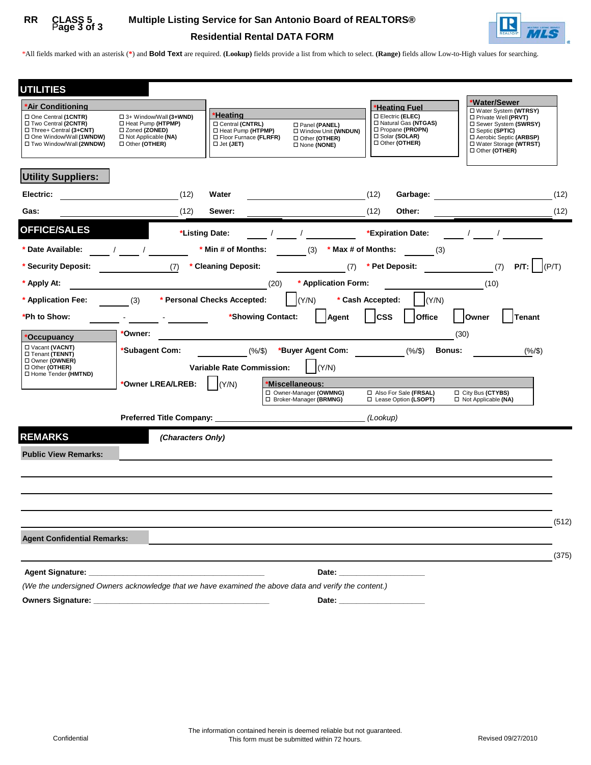RR CLASS 5

# Multiple Listing Service for San Antonio Board of REALTORS®
## Residential Rental DATA FORM

*All fields marked with an asterisk (*) and **Bold Text** are required. **(Lookup)** fields provide a list from which to select. **(Range)** fields allow Low-to-High values for searching.

## UTILITIES

**\*Air Conditioning**
- ☐ One Central **(1CNTR)**
- ☐ Two Central **(2CNTR)**
- ☐ Three+ Central **(3+CNT)**
- ☐ One Window/Wall **(1WNDW)**
- ☐ Two Window/Wall **(2WNDW)**
- ☐ 3+ Window/Wall **(3+WND)**
- ☐ Heat Pump **(HTPMP)**
- ☐ Zoned **(ZONED)**
- ☐ Not Applicable **(NA)**
- ☐ Other **(OTHER)**

**\*Heating**
- ☐ Central **(CNTRL)**
- ☐ Heat Pump **(HTPMP)**
- ☐ Floor Furnace **(FLRFR)**
- ☐ Jet **(JET)**
- ☐ Panel **(PANEL)**
- ☐ Window Unit **(WNDUN)**
- ☐ Other **(OTHER)**
- ☐ None **(NONE)**

**\*Heating Fuel**
- ☐ Electric **(ELEC)**
- ☐ Natural Gas **(NTGAS)**
- ☐ Propane **(PROPN)**
- ☐ Solar **(SOLAR)**
- ☐ Other **(OTHER)**

**\*Water/Sewer**
- ☐ Water System **(WTRSY)**
- ☐ Private Well **(PRVT)**
- ☐ Sewer System **(SWRSY)**
- ☐ Septic **(SPTIC)**
- ☐ Aerobic Septic **(ARBSP)**
- ☐ Water Storage **(WTRST)**
- ☐ Other **(OTHER)**

**Utility Suppliers:**

**Electric:** ____________________ (12) **Water** ____________________ (12) **Garbage:** ____________________ (12)

**Gas:** ____________________ (12) **Sewer:** ____________________ (12) **Other:** ____________________ (12)

## OFFICE/SALES

**\*Listing Date:** ____ / ____ / ________ **\*Expiration Date:** ____ / ____ / ________

**\* Date Available:** ____ / ____ / ________ **\* Min # of Months:** ______ (3) **\* Max # of Months:** ______ (3)

**\* Security Deposit:** ____________ (7) **\* Cleaning Deposit:** ____________ (7) **\* Pet Deposit:** ____________ (7) **P/T:** ☐ (P/T)

**\* Apply At:** ______________________________ (20) **\* Application Form:** ______________ (10)

**\* Application Fee:** ______ (3) **\* Personal Checks Accepted:** ☐ (Y/N) **\* Cash Accepted:** ☐ (Y/N)

**\*Ph to Show:** ______ - ______ - ________ **\*Showing Contact:** ☐ **Agent** ☐ **CSS** ☐ **Office** ☐ **Owner** ☐ **Tenant**

**\*Occupancy**
- ☐ Vacant **(VACNT)**
- ☐ Tenant **(TENNT)**
- ☐ Owner **(OWNER)**
- ☐ Other **(OTHER)**
- ☐ Home Tender **(HMTND)**

**\*Owner:** ________________________________________ (30)

**\*Subagent Com:** __________ (%/$) **\*Buyer Agent Com:** __________ (%/$) **Bonus:** __________ (%/$)

**Variable Rate Commission:** ☐ (Y/N)

**\*Owner LREA/LREB:** ☐ (Y/N)

**\*Miscellaneous:**
- ☐ Owner-Manager **(OWMNG)**
- ☐ Broker-Manager **(BRMNG)**
- ☐ Also For Sale **(FRSAL)**
- ☐ Lease Option **(LSOPT)**
- ☐ City Bus **(CTYBS)**
- ☐ Not Applicable **(NA)**

**Preferred Title Company:** ______________________________ *(Lookup)*

## REMARKS

***(Characters Only)***

**Public View Remarks:** ____________________________________________________________

____________________________________________________________ (512)

**Agent Confidential Remarks:** ____________________________________________________________

____________________________________________________________ (375)

**Agent Signature:** ______________________________ **Date:** ______________

*(We the undersigned Owners acknowledge that we have examined the above data and verify the content.)*

**Owners Signature:** ______________________________ **Date:** ______________

Confidential

The information contained herein is deemed reliable but not guaranteed.
This form must be submitted within 72 hours.

Revised 09/27/2010